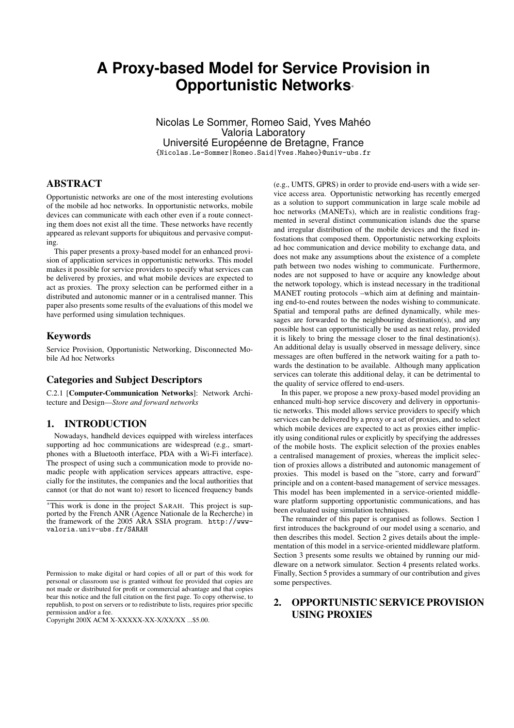# A Proxy-based Model for Service Provision in Opportunistic Networks*

Nicolas Le Sommer, Romeo Said, Yves Mahéo
Valoria Laboratory
Université Européenne de Bretagne, France
{Nicolas.Le-Sommer|Romeo.Said|Yves.Maheo}@univ-ubs.fr

## ABSTRACT

Opportunistic networks are one of the most interesting evolutions of the mobile ad hoc networks. In opportunistic networks, mobile devices can communicate with each other even if a route connecting them does not exist all the time. These networks have recently appeared as relevant supports for ubiquitous and pervasive computing.

This paper presents a proxy-based model for an enhanced provision of application services in opportunistic networks. This model makes it possible for service providers to specify what services can be delivered by proxies, and what mobile devices are expected to act as proxies. The proxy selection can be performed either in a distributed and autonomic manner or in a centralised manner. This paper also presents some results of the evaluations of this model we have performed using simulation techniques.

### Keywords

Service Provision, Opportunistic Networking, Disconnected Mobile Ad hoc Networks

### Categories and Subject Descriptors

C.2.1 [**Computer-Communication Networks**]: Network Architecture and Design—*Store and forward networks*

## 1. INTRODUCTION

Nowadays, handheld devices equipped with wireless interfaces supporting ad hoc communications are widespread (e.g., smartphones with a Bluetooth interface, PDA with a Wi-Fi interface). The prospect of using such a communication mode to provide nomadic people with application services appears attractive, especially for the institutes, the companies and the local authorities that cannot (or that do not want to) resort to licenced frequency bands (e.g., UMTS, GPRS) in order to provide end-users with a wide service access area. Opportunistic networking has recently emerged as a solution to support communication in large scale mobile ad hoc networks (MANETs), which are in realistic conditions fragmented in several distinct communication islands due the sparse and irregular distribution of the mobile devices and the fixed infostations that composed them. Opportunistic networking exploits ad hoc communication and device mobility to exchange data, and does not make any assumptions about the existence of a complete path between two nodes wishing to communicate. Furthermore, nodes are not supposed to have or acquire any knowledge about the network topology, which is instead necessary in the traditional MANET routing protocols –which aim at defining and maintaining end-to-end routes between the nodes wishing to communicate. Spatial and temporal paths are defined dynamically, while messages are forwarded to the neighbouring destination(s), and any possible host can opportunistically be used as next relay, provided it is likely to bring the message closer to the final destination(s). An additional delay is usually observed in message delivery, since messages are often buffered in the network waiting for a path towards the destination to be available. Although many application services can tolerate this additional delay, it can be detrimental to the quality of service offered to end-users.

In this paper, we propose a new proxy-based model providing an enhanced multi-hop service discovery and delivery in opportunistic networks. This model allows service providers to specify which services can be delivered by a proxy or a set of proxies, and to select which mobile devices are expected to act as proxies either implicitly using conditional rules or explicitly by specifying the addresses of the mobile hosts. The explicit selection of the proxies enables a centralised management of proxies, whereas the implicit selection of proxies allows a distributed and autonomic management of proxies. This model is based on the "store, carry and forward" principle and on a content-based management of service messages. This model has been implemented in a service-oriented middleware platform supporting opportunistic communications, and has been evaluated using simulation techniques.

The remainder of this paper is organised as follows. Section 1 first introduces the background of our model using a scenario, and then describes this model. Section 2 gives details about the implementation of this model in a service-oriented middleware platform. Section 3 presents some results we obtained by running our middleware on a network simulator. Section 4 presents related works. Finally, Section 5 provides a summary of our contribution and gives some perspectives.

## 2. OPPORTUNISTIC SERVICE PROVISION USING PROXIES

*This work is done in the project SARAH. This project is supported by the French ANR (Agence Nationale de la Recherche) in the framework of the 2005 ARA SSIA program. http://www-valoria.univ-ubs.fr/SARAH

Permission to make digital or hard copies of all or part of this work for personal or classroom use is granted without fee provided that copies are not made or distributed for profit or commercial advantage and that copies bear this notice and the full citation on the first page. To copy otherwise, to republish, to post on servers or to redistribute to lists, requires prior specific permission and/or a fee.
Copyright 200X ACM X-XXXXX-XX-X/XX/XX ...$5.00.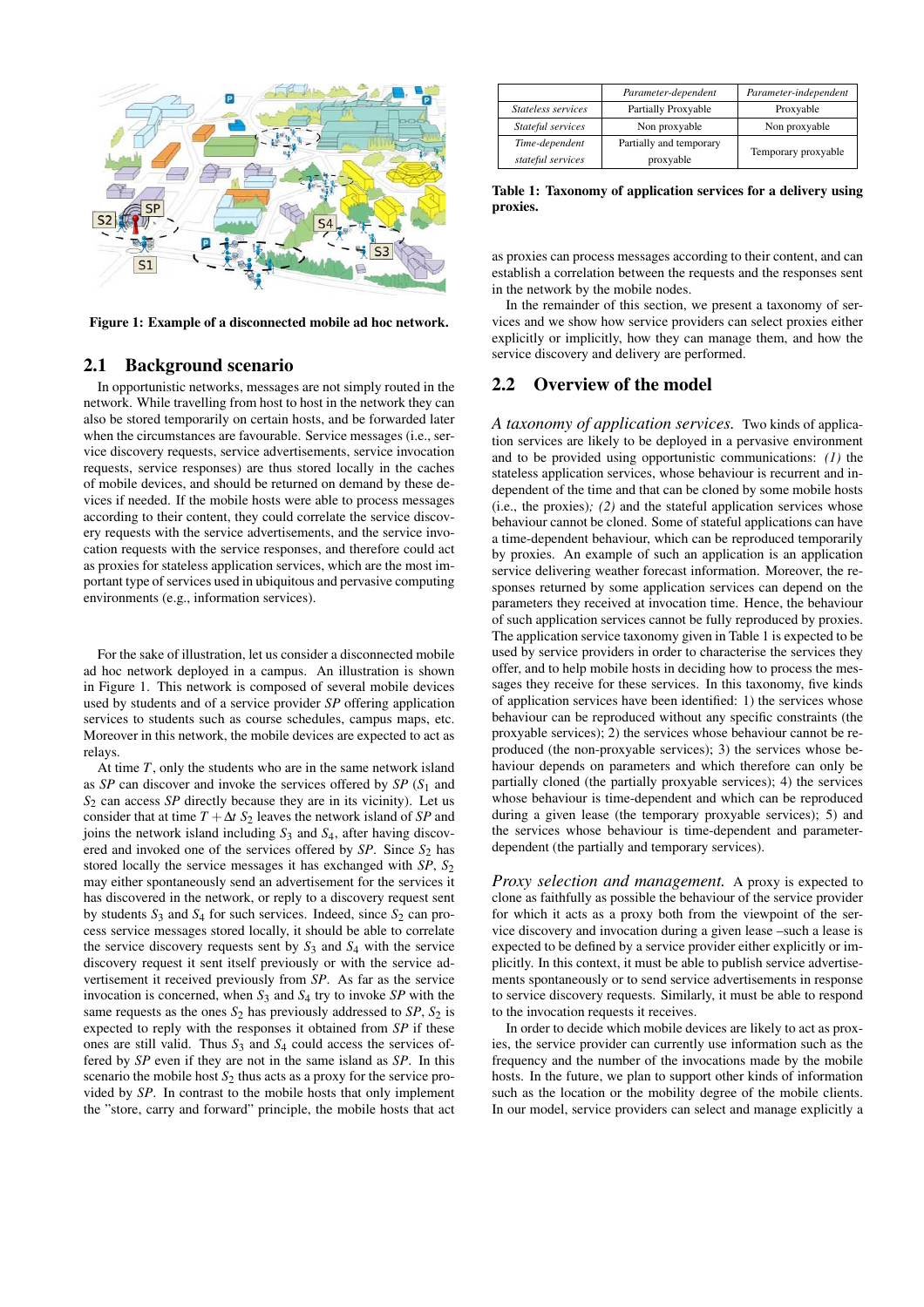Figure 1: Example of a disconnected mobile ad hoc network.

## 2.1 Background scenario

In opportunistic networks, messages are not simply routed in the network. While travelling from host to host in the network they can also be stored temporarily on certain hosts, and be forwarded later when the circumstances are favourable. Service messages (i.e., service discovery requests, service advertisements, service invocation requests, service responses) are thus stored locally in the caches of mobile devices, and should be returned on demand by these devices if needed. If the mobile hosts were able to process messages according to their content, they could correlate the service discovery requests with the service advertisements, and the service invocation requests with the service responses, and therefore could act as proxies for stateless application services, which are the most important type of services used in ubiquitous and pervasive computing environments (e.g., information services).

For the sake of illustration, let us consider a disconnected mobile ad hoc network deployed in a campus. An illustration is shown in Figure 1. This network is composed of several mobile devices used by students and of a service provider *SP* offering application services to students such as course schedules, campus maps, etc. Moreover in this network, the mobile devices are expected to act as relays.

At time $T$, only the students who are in the same network island as *SP* can discover and invoke the services offered by *SP* ($S_1$ and $S_2$ can access *SP* directly because they are in its vicinity). Let us consider that at time $T + \Delta t$ $S_2$ leaves the network island of *SP* and joins the network island including $S_3$ and $S_4$, after having discovered and invoked one of the services offered by *SP*. Since $S_2$ has stored locally the service messages it has exchanged with *SP*, $S_2$ may either spontaneously send an advertisement for the services it has discovered in the network, or reply to a discovery request sent by students $S_3$ and $S_4$ for such services. Indeed, since $S_2$ can process service messages stored locally, it should be able to correlate the service discovery requests sent by $S_3$ and $S_4$ with the service discovery request it sent itself previously or with the service advertisement it received previously from *SP*. As far as service invocation is concerned, when $S_3$ and $S_4$ try to invoke *SP* with the same requests as the ones $S_2$ has previously addressed to *SP*, $S_2$ is expected to reply with the responses it obtained from *SP* if these ones are still valid. Thus $S_3$ and $S_4$ could access the services offered by *SP* even if they are not in the same island as *SP*. In this scenario the mobile host $S_2$ thus acts as a proxy for the service provided by *SP*. In contrast to the mobile hosts that only implement the "store, carry and forward" principle, the mobile hosts that act as proxies can process messages according to their content, and can establish a correlation between the requests and the responses sent in the network by the mobile nodes.

In the remainder of this section, we present a taxonomy of services and we show how service providers can select proxies either explicitly or implicitly, how they can manage them, and how the service discovery and delivery are performed.

| | *Parameter-dependent* | *Parameter-independent* |
|---|---|---|
| *Stateless services* | Partially Proxyable | Proxyable |
| *Stateful services* | Non proxyable | Non proxyable |
| *Time-dependent stateful services* | Partially and temporary proxyable | Temporary proxyable |

**Table 1: Taxonomy of application services for a delivery using proxies.**

## 2.2 Overview of the model

*A taxonomy of application services.* Two kinds of application services are likely to be deployed in a pervasive environment and to be provided using opportunistic communications: *(1)* the stateless application services, whose behaviour is recurrent and independent of the time and that can be cloned by some mobile hosts (i.e., the proxies)*; (2)* and the stateful application services whose behaviour cannot be cloned. Some of stateful applications can have a time-dependent behaviour, which can be reproduced temporarily by proxies. An example of such an application is an application service delivering weather forecast information. Moreover, the responses returned by some application services can depend on the parameters they received at invocation time. Hence, the behaviour of such application services cannot be fully reproduced by proxies. The application service taxonomy given in Table 1 is expected to be used by service providers in order to characterise the services they offer, and to help mobile hosts in deciding how to process the messages they receive for these services. In this taxonomy, five kinds of application services have been identified: 1) the services whose behaviour can be reproduced without any specific constraints (the proxyable services); 2) the services whose behaviour cannot be reproduced (the non-proxyable services); 3) the services whose behaviour depends on parameters and which therefore can only be partially cloned (the partially proxyable services); 4) the services whose behaviour is time-dependent and which can be reproduced during a given lease (the temporary proxyable services); 5) and the services whose behaviour is time-dependent and parameter-dependent (the partially and temporary services).

*Proxy selection and management.* A proxy is expected to clone as faithfully as possible the behaviour of the service provider for which it acts as a proxy both from the viewpoint of the service discovery and invocation during a given lease –such a lease is expected to be defined by a service provider either explicitly or implicitly. In this context, it must be able to publish service advertisements spontaneously or to send service advertisements in response to service discovery requests. Similarly, it must be able to respond to the invocation requests it receives.

In order to decide which mobile devices are likely to act as proxies, the service provider can currently use information such as the frequency and the number of the invocations made by the mobile hosts. In the future, we plan to support other kinds of information such as the location or the mobility degree of the mobile clients. In our model, service providers can select and manage explicitly a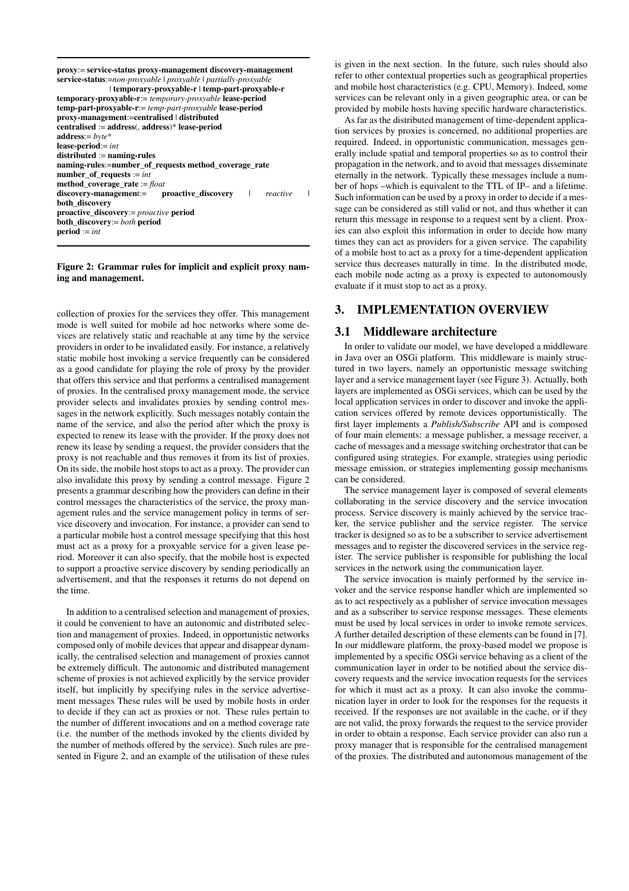```
proxy:= service-status proxy-management discovery-management
service-status:=non-proxyable | proxyable | partially-proxyable
              | temporary-proxyable-r | temp-part-proxyable-r
temporary-proxyable-r:= temporary-proxyable lease-period
temp-part-proxyable-r:= temp-part-proxyable lease-period
proxy-management:=centralised | distributed
centralised := address(, address)* lease-period
address:= byte*
lease-period:= int
distributed := naming-rules
naming-rules:=number_of_requests method_coverage_rate
number_of_requests := int
method_coverage_rate := float
discovery-management:=   proactive_discovery   |   reactive   |
both_discovery
proactive_discovery:= proactive period
both_discovery:= both period
period := int
```

**Figure 2: Grammar rules for implicit and explicit proxy naming and management.**

collection of proxies for the services they offer. This management mode is well suited for mobile ad hoc networks where some devices are relatively static and reachable at any time by the service providers in order to be invalidated easily. For instance, a relatively static mobile host invoking a service frequently can be considered as a good candidate for playing the role of proxy by the provider that offers this service and that performs a centralised management of proxies. In the centralised proxy management mode, the service provider selects and invalidates proxies by sending control messages in the network explicitly. Such messages notably contain the name of the service, and also the period after which the proxy is expected to renew its lease with the provider. If the proxy does not renew its lease by sending a request, the provider considers that the proxy is not reachable and thus removes it from its list of proxies. On its side, the mobile host stops to act as a proxy. The provider can also invalidate this proxy by sending a control message. Figure 2 presents a grammar describing how the providers can define in their control messages the characteristics of the service, the proxy management rules and the service management policy in terms of service discovery and invocation. For instance, a provider can send to a particular mobile host a control message specifying that this host must act as a proxy for a proxyable service for a given lease period. Moreover it can also specify, that the mobile host is expected to support a proactive service discovery by sending periodically an advertisement, and that the responses it returns do not depend on the time.

In addition to a centralised selection and management of proxies, it could be convenient to have an autonomic and distributed selection and management of proxies. Indeed, in opportunistic networks composed only of mobile devices that appear and disappear dynamically, the centralised selection and management of proxies cannot be extremely difficult. The autonomic and distributed management scheme of proxies is not achieved explicitly by the service provider itself, but implicitly by specifying rules in the service advertisement messages These rules will be used by mobile hosts in order to decide if they can act as proxies or not. These rules pertain to the number of different invocations and on a method coverage rate (i.e. the number of the methods invoked by the clients divided by the number of methods offered by the service). Such rules are presented in Figure 2, and an example of the utilisation of these rules is given in the next section. In the future, such rules should also refer to other contextual properties such as geographical properties and mobile host characteristics (e.g. CPU, Memory). Indeed, some services can be relevant only in a given geographic area, or can be provided by mobile hosts having specific hardware characteristics.

As far as the distributed management of time-dependent application services by proxies is concerned, no additional properties are required. Indeed, in opportunistic communication, messages generally include spatial and temporal properties so as to control their propagation in the network, and to avoid that messages disseminate eternally in the network. Typically these messages include a number of hops –which is equivalent to the TTL of IP– and a lifetime. Such information can be used by a proxy in order to decide if a message can be considered as still valid or not, and thus whether it can return this message in response to a request sent by a client. Proxies can also exploit this information in order to decide how many times they can act as providers for a given service. The capability of a mobile host to act as a proxy for a time-dependent application service thus decreases naturally in time. In the distributed mode, each mobile node acting as a proxy is expected to autonomously evaluate if it must stop to act as a proxy.

## 3. IMPLEMENTATION OVERVIEW

### 3.1 Middleware architecture

In order to validate our model, we have developed a middleware in Java over an OSGi platform. This middleware is mainly structured in two layers, namely an opportunistic message switching layer and a service management layer (see Figure 3). Actually, both layers are implemented as OSGi services, which can be used by the local application services in order to discover and invoke the application services offered by remote devices opportunistically. The first layer implements a *Publish/Subscribe* API and is composed of four main elements: a message publisher, a message receiver, a cache of messages and a message switching orchestrator that can be configured using strategies. For example, strategies using periodic message emission, or strategies implementing gossip mechanisms can be considered.

The service management layer is composed of several elements collaborating in the service discovery and the service invocation process. Service discovery is mainly achieved by the service tracker, the service publisher and the service register. The service tracker is designed so as to be a subscriber to service advertisement messages and to register the discovered services in the service register. The service publisher is responsible for publishing the local services in the network using the communication layer.

The service invocation is mainly performed by the service invoker and the service response handler which are implemented so as to act respectively as a publisher of service invocation messages and as a subscriber to service response messages. These elements must be used by local services in order to invoke remote services. A further detailed description of these elements can be found in [7]. In our middleware platform, the proxy-based model we propose is implemented by a specific OSGi service behaving as a client of the communication layer in order to be notified about the service discovery requests and the service invocation requests for the services for which it must act as a proxy. It can also invoke the communication layer in order to look for the responses for the requests it received. If the responses are not available in the cache, or if they are not valid, the proxy forwards the request to the service provider in order to obtain a response. Each service provider can also run a proxy manager that is responsible for the centralised management of the proxies. The distributed and autonomous management of the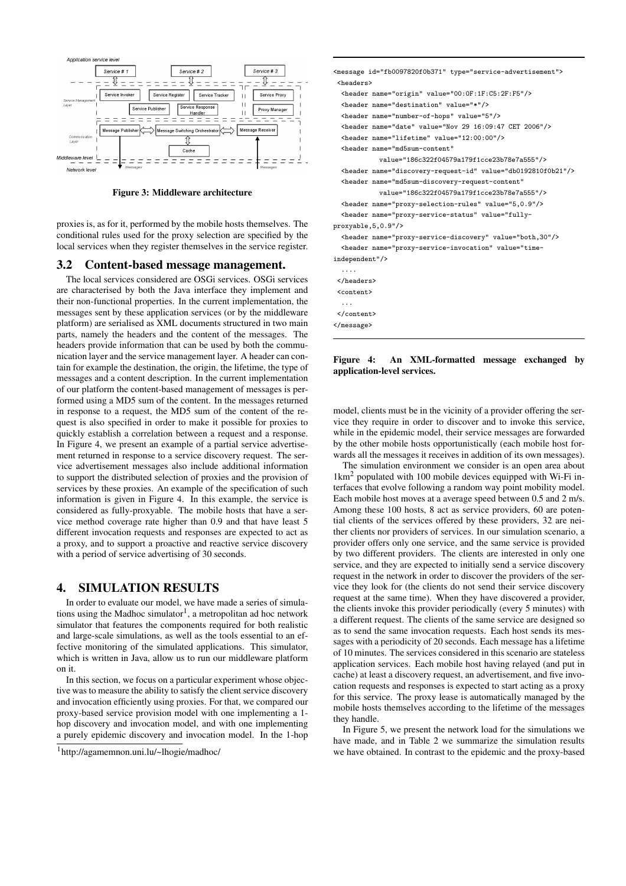Figure 3: Middleware architecture

proxies is, as for it, performed by the mobile hosts themselves. The conditional rules used for the proxy selection are specified by the local services when they register themselves in the service register.

## 3.2 Content-based message management.

The local services considered are OSGi services. OSGi services are characterised by both the Java interface they implement and their non-functional properties. In the current implementation, the messages sent by these application services (or by the middleware platform) are serialised as XML documents structured in two main parts, namely the headers and the content of the messages. The headers provide information that can be used by both the communication layer and the service management layer. A header can contain for example the destination, the origin, the lifetime, the type of messages and a content description. In the current implementation of our platform the content-based management of messages is performed using a MD5 sum of the content. In the messages returned in response to a request, the MD5 sum of the content of the request is also specified in order to make it possible for proxies to quickly establish a correlation between a request and a response. In Figure 4, we present an example of a partial service advertisement returned in response to a service discovery request. The service advertisement messages also include additional information to support the distributed selection of proxies and the provision of services by these proxies. An example of the specification of such information is given in Figure 4. In this example, the service is considered as fully-proxyable. The mobile hosts that have a service method coverage rate higher than 0.9 and that have least 5 different invocation requests and responses are expected to act as a proxy, and to support a proactive and reactive service discovery with a period of service advertising of 30 seconds.

## 4. SIMULATION RESULTS

In order to evaluate our model, we have made a series of simulations using the Madhoc simulator[1], a metropolitan ad hoc network simulator that features the components required for both realistic and large-scale simulations, as well as the tools essential to an effective monitoring of the simulated applications. This simulator, which is written in Java, allow us to run our middleware platform on it.

In this section, we focus on a particular experiment whose objective was to measure the ability to satisfy the client service discovery and invocation efficiently using proxies. For that, we compared our proxy-based service provision model with one implementing a 1-hop discovery and invocation model, and with one implementing a purely epidemic discovery and invocation model. In the 1-hop

[1]http://agamemnon.uni.lu/~lhogie/madhoc/

```
<message id="fb0097820f0b371" type="service-advertisement">
 <headers>
  <header name="origin" value="00:0F:1F:C5:2F:F5"/>
  <header name="destination" value="*"/>
  <header name="number-of-hops" value="5"/>
  <header name="date" value="Nov 29 16:09:47 CET 2006"/>
  <header name="lifetime" value="12:00:00"/>
  <header name="md5sum-content"
          value="186c322f04579a179f1cce23b78e7a555"/>
  <header name="discovery-request-id" value="db0192810f0b21"/>
  <header name="md5sum-discovery-request-content"
          value="186c322f04579a179f1cce23b78e7a555"/>
  <header name="proxy-selection-rules" value="5,0.9"/>
  <header name="proxy-service-status" value="fully-
proxyable,5,0.9"/>
  <header name="proxy-service-discovery" value="both,30"/>
  <header name="proxy-service-invocation" value="time-
independent"/>
  ....
 </headers>
 <content>
  ...
 </content>
</message>
```

**Figure 4: An XML-formatted message exchanged by application-level services.**

model, clients must be in the vicinity of a provider offering the service they require in order to discover and to invoke this service, while in the epidemic model, their service messages are forwarded by the other mobile hosts opportunistically (each mobile host forwards all the messages it receives in addition of its own messages).

The simulation environment we consider is an open area about $1\text{km}^2$ populated with 100 mobile devices equipped with Wi-Fi interfaces that evolve following a random way point mobility model. Each mobile host moves at a average speed between 0.5 and 2 m/s. Among these 100 hosts, 8 act as service providers, 60 are potential clients of the services offered by these providers, 32 are neither clients nor providers of services. In our simulation scenario, a provider offers only one service, and the same service is provided by two different providers. The clients are interested in only one service, and they are expected to initially send a service discovery request in the network in order to discover the providers of the service they look for (the clients do not send their service discovery request at the same time). When they have discovered a provider, the clients invoke this provider periodically (every 5 minutes) with a different request. The clients of the same service are designed so as to send the same invocation requests. Each host sends its messages with a periodicity of 20 seconds. Each message has a lifetime of 10 minutes. The services considered in this scenario are stateless application services. Each mobile host having relayed (and put in cache) at least a discovery request, an advertisement, and five invocation requests and responses is expected to start acting as a proxy for this service. The proxy lease is automatically managed by the mobile hosts themselves according to the lifetime of the messages they handle.

In Figure 5, we present the network load for the simulations we have made, and in Table 2 we summarize the simulation results we have obtained. In contrast to the epidemic and the proxy-based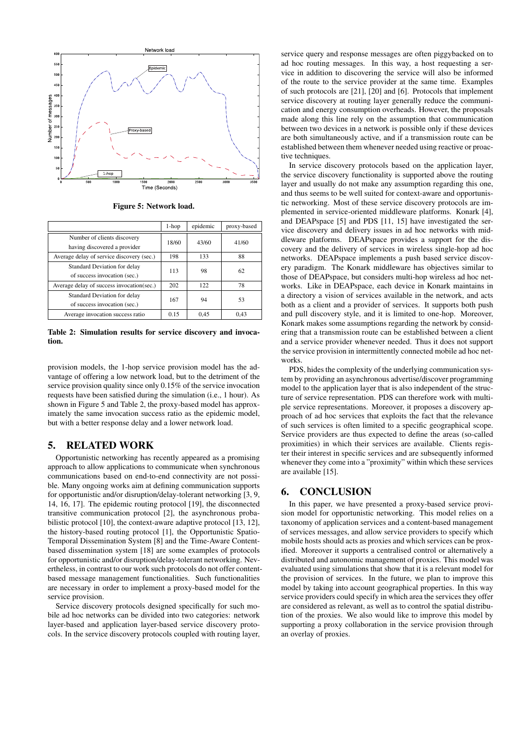Figure 5: Network load.

| | 1-hop | epidemic | proxy-based |
|---|---|---|---|
| Number of clients discovery having discovered a provider | 18/60 | 43/60 | 41/60 |
| Average delay of service discovery (sec.) | 198 | 133 | 88 |
| Standard Deviation for delay of success invocation (sec.) | 113 | 98 | 62 |
| Average delay of success invocation(sec.) | 202 | 122 | 78 |
| Standard Deviation for delay of success invocation (sec.) | 167 | 94 | 53 |
| Average invocation success ratio | 0.15 | 0,45 | 0,43 |

**Table 2: Simulation results for service discovery and invocation.**

provision models, the 1-hop service provision model has the advantage of offering a low network load, but to the detriment of the service provision quality since only 0.15% of the service invocation requests have been satisfied during the simulation (i.e., 1 hour). As shown in Figure 5 and Table 2, the proxy-based model has approximately the same invocation success ratio as the epidemic model, but with a better response delay and a lower network load.

## 5. RELATED WORK

Opportunistic networking has recently appeared as a promising approach to allow applications to communicate when synchronous communications based on end-to-end connectivity are not possible. Many ongoing works aim at defining communication supports for opportunistic and/or disruption/delay-tolerant networking [3, 9, 14, 16, 17]. The epidemic routing protocol [19], the disconnected transitive communication protocol [2], the asynchronous probabilistic protocol [10], the context-aware adaptive protocol [13, 12], the history-based routing protocol [1], the Opportunistic Spatio-Temporal Dissemination System [8] and the Time-Aware Content-based dissemination system [18] are some examples of protocols for opportunistic and/or disruption/delay-tolerant networking. Nevertheless, in contrast to our work such protocols do not offer content-based message management functionalities. Such functionalities are necessary in order to implement a proxy-based model for the service provision.

Service discovery protocols designed specifically for such mobile ad hoc networks can be divided into two categories: network layer-based and application layer-based service discovery protocols. In the service discovery protocols coupled with routing layer, service query and response messages are often piggybacked on to ad hoc routing messages. In this way, a host requesting a service in addition to discovering the service will also be informed of the route to the service provider at the same time. Examples of such protocols are [21], [20] and [6]. Protocols that implement service discovery at routing layer generally reduce the communication and energy consumption overheads. However, the proposals made along this line rely on the assumption that communication between two devices in a network is possible only if these devices are both simultaneously active, and if a transmission route can be established between them whenever needed using reactive or proactive techniques.

In service discovery protocols based on the application layer, the service discovery functionality is supported above the routing layer and usually do not make any assumption regarding this one, and thus seems to be well suited for context-aware and opportunistic networking. Most of these service discovery protocols are implemented in service-oriented middleware platforms. Konark [4], and DEAPspace [5] and PDS [11, 15] have investigated the service discovery and delivery issues in ad hoc networks with middleware platforms. DEAPspace provides a support for the discovery and the delivery of services in wireless single-hop ad hoc networks. DEAPspace implements a push based service discovery paradigm. The Konark middleware has objectives similar to those of DEAPspace, but considers multi-hop wireless ad hoc networks. Like in DEAPspace, each device in Konark maintains in a directory a vision of services available in the network, and acts both as a client and a provider of services. It supports both push and pull discovery style, and it is limited to one-hop. Moreover, Konark makes some assumptions regarding the network by considering that a transmission route can be established between a client and a service provider whenever needed. Thus it does not support the service provision in intermittently connected mobile ad hoc networks.

PDS, hides the complexity of the underlying communication system by providing an asynchronous advertise/discover programming model to the application layer that is also independent of the structure of service representation. PDS can therefore work with multiple service representations. Moreover, it proposes a discovery approach of ad hoc services that exploits the fact that the relevance of such services is often limited to a specific geographical scope. Service providers are thus expected to define the areas (so-called proximities) in which their services are available. Clients register their interest in specific services and are subsequently informed whenever they come into a "proximity" within which these services are available [15].

## 6. CONCLUSION

In this paper, we have presented a proxy-based service provision model for opportunistic networking. This model relies on a taxonomy of application services and a content-based management of services messages, and allow service providers to specify which mobile hosts should acts as proxies and which services can be proxified. Moreover it supports a centralised control or alternatively a distributed and autonomic management of proxies. This model was evaluated using simulations that show that it is a relevant model for the provision of services. In the future, we plan to improve this model by taking into account geographical properties. In this way service providers could specify in which area the services they offer are considered as relevant, as well as to control the spatial distribution of the proxies. We also would like to improve this model by supporting a proxy collaboration in the service provision through an overlay of proxies.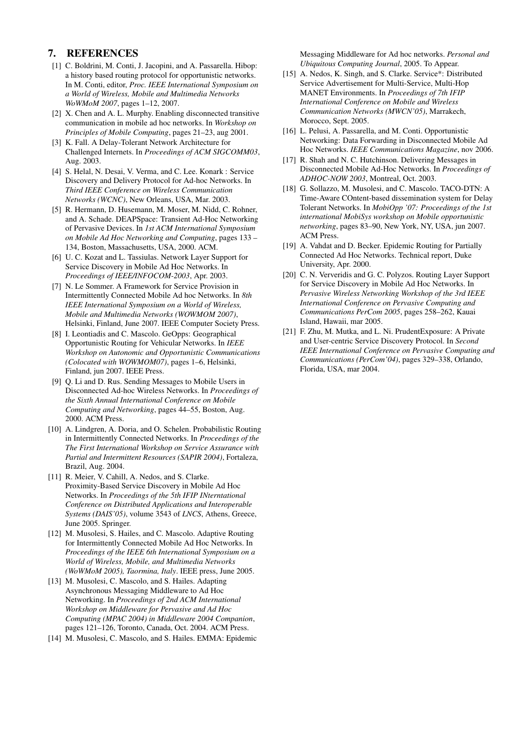## 7. REFERENCES

[1] C. Boldrini, M. Conti, J. Jacopini, and A. Passarella. Hibop: a history based routing protocol for opportunistic networks. In M. Conti, editor, *Proc. IEEE International Symposium on a World of Wireless, Mobile and Multimedia Networks WoWMoM 2007*, pages 1–12, 2007.

[2] X. Chen and A. L. Murphy. Enabling disconnected transitive communication in mobile ad hoc networks. In *Workshop on Principles of Mobile Computing*, pages 21–23, aug 2001.

[3] K. Fall. A Delay-Tolerant Network Architecture for Challenged Internets. In *Proceedings of ACM SIGCOMM03*, Aug. 2003.

[4] S. Helal, N. Desai, V. Verma, and C. Lee. Konark : Service Discovery and Delivery Protocol for Ad-hoc Networks. In *Third IEEE Conference on Wireless Communication Networks (WCNC)*, New Orleans, USA, Mar. 2003.

[5] R. Hermann, D. Husemann, M. Moser, M. Nidd, C. Rohner, and A. Schade. DEAPSpace: Transient Ad-Hoc Networking of Pervasive Devices. In *1st ACM International Symposium on Mobile Ad Hoc Networking and Computing*, pages 133 – 134, Boston, Massachusetts, USA, 2000. ACM.

[6] U. C. Kozat and L. Tassiulas. Network Layer Support for Service Discovery in Mobile Ad Hoc Networks. In *Proceedings of IEEE/INFOCOM-2003*, Apr. 2003.

[7] N. Le Sommer. A Framework for Service Provision in Intermittently Connected Mobile Ad hoc Networks. In *8th IEEE International Symposium on a World of Wireless, Mobile and Multimedia Networks (WOWMOM 2007)*, Helsinki, Finland, June 2007. IEEE Computer Society Press.

[8] I. Leontiadis and C. Mascolo. GeOpps: Geographical Opportunistic Routing for Vehicular Networks. In *IEEE Workshop on Autonomic and Opportunistic Communications (Colocated with WOWMOM07)*, pages 1–6, Helsinki, Finland, jun 2007. IEEE Press.

[9] Q. Li and D. Rus. Sending Messages to Mobile Users in Disconnected Ad-hoc Wireless Networks. In *Proceedings of the Sixth Annual International Conference on Mobile Computing and Networking*, pages 44–55, Boston, Aug. 2000. ACM Press.

[10] A. Lindgren, A. Doria, and O. Schelen. Probabilistic Routing in Intermittently Connected Networks. In *Proceedings of the The First International Workshop on Service Assurance with Partial and Intermittent Resources (SAPIR 2004)*, Fortaleza, Brazil, Aug. 2004.

[11] R. Meier, V. Cahill, A. Nedos, and S. Clarke. Proximity-Based Service Discovery in Mobile Ad Hoc Networks. In *Proceedings of the 5th IFIP INterntational Conference on Distributed Applications and Interoperable Systems (DAIS'05)*, volume 3543 of *LNCS*, Athens, Greece, June 2005. Springer.

[12] M. Musolesi, S. Hailes, and C. Mascolo. Adaptive Routing for Intermittently Connected Mobile Ad Hoc Networks. In *Proceedings of the IEEE 6th International Symposium on a World of Wireless, Mobile, and Multimedia Networks (WoWMoM 2005), Taormina, Italy*. IEEE press, June 2005.

[13] M. Musolesi, C. Mascolo, and S. Hailes. Adapting Asynchronous Messaging Middleware to Ad Hoc Networking. In *Proceedings of 2nd ACM International Workshop on Middleware for Pervasive and Ad Hoc Computing (MPAC 2004) in Middleware 2004 Companion*, pages 121–126, Toronto, Canada, Oct. 2004. ACM Press.

[14] M. Musolesi, C. Mascolo, and S. Hailes. EMMA: Epidemic Messaging Middleware for Ad hoc networks. *Personal and Ubiquitous Computing Journal*, 2005. To Appear.

[15] A. Nedos, K. Singh, and S. Clarke. Service*: Distributed Service Advertisement for Multi-Service, Multi-Hop MANET Environments. In *Proceedings of 7th IFIP International Conference on Mobile and Wireless Communication Networks (MWCN'05)*, Marrakech, Morocco, Sept. 2005.

[16] L. Pelusi, A. Passarella, and M. Conti. Opportunistic Networking: Data Forwarding in Disconnected Mobile Ad Hoc Networks. *IEEE Communications Magazine*, nov 2006.

[17] R. Shah and N. C. Hutchinson. Delivering Messages in Disconnected Mobile Ad-Hoc Networks. In *Proceedings of ADHOC-NOW 2003*, Montreal, Oct. 2003.

[18] G. Sollazzo, M. Musolesi, and C. Mascolo. TACO-DTN: A Time-Aware COntent-based dissemination system for Delay Tolerant Networks. In *MobiOpp '07: Proceedings of the 1st international MobiSys workshop on Mobile opportunistic networking*, pages 83–90, New York, NY, USA, jun 2007. ACM Press.

[19] A. Vahdat and D. Becker. Epidemic Routing for Partially Connected Ad Hoc Networks. Technical report, Duke University, Apr. 2000.

[20] C. N. Ververidis and G. C. Polyzos. Routing Layer Support for Service Discovery in Mobile Ad Hoc Networks. In *Pervasive Wireless Networking Workshop of the 3rd IEEE International Conference on Pervasive Computing and Communications PerCom 2005*, pages 258–262, Kauai Island, Hawaii, mar 2005.

[21] F. Zhu, M. Mutka, and L. Ni. PrudentExposure: A Private and User-centric Service Discovery Protocol. In *Second IEEE International Conference on Pervasive Computing and Communications (PerCom'04)*, pages 329–338, Orlando, Florida, USA, mar 2004.